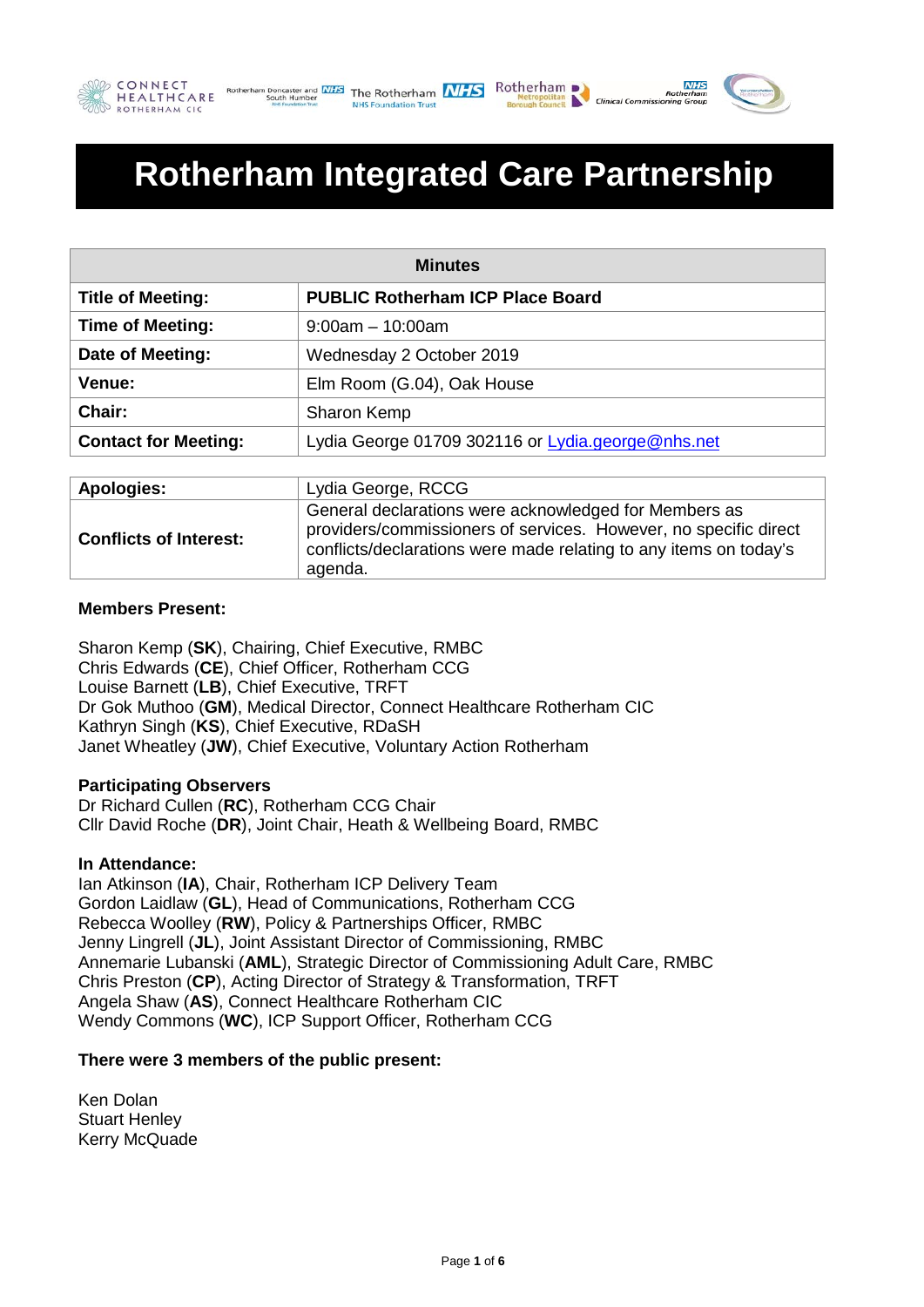# Rotherham Integrated Care Partnership

| Minutes | |
|---|---|
| **Title of Meeting:** | **PUBLIC Rotherham ICP Place Board** |
| **Time of Meeting:** | 9:00am – 10:00am |
| **Date of Meeting:** | Wednesday 2 October 2019 |
| **Venue:** | Elm Room (G.04), Oak House |
| **Chair:** | Sharon Kemp |
| **Contact for Meeting:** | Lydia George 01709 302116 or Lydia.george@nhs.net |

| | |
|---|---|
| **Apologies:** | Lydia George, RCCG |
| **Conflicts of Interest:** | General declarations were acknowledged for Members as providers/commissioners of services. However, no specific direct conflicts/declarations were made relating to any items on today's agenda. |

**Members Present:**

Sharon Kemp (**SK**), Chairing, Chief Executive, RMBC
Chris Edwards (**CE**), Chief Officer, Rotherham CCG
Louise Barnett (**LB**), Chief Executive, TRFT
Dr Gok Muthoo (**GM**), Medical Director, Connect Healthcare Rotherham CIC
Kathryn Singh (**KS**), Chief Executive, RDaSH
Janet Wheatley (**JW**), Chief Executive, Voluntary Action Rotherham

**Participating Observers**
Dr Richard Cullen (**RC**), Rotherham CCG Chair
Cllr David Roche (**DR**), Joint Chair, Heath & Wellbeing Board, RMBC

**In Attendance:**
Ian Atkinson (**IA**), Chair, Rotherham ICP Delivery Team
Gordon Laidlaw (**GL**), Head of Communications, Rotherham CCG
Rebecca Woolley (**RW**), Policy & Partnerships Officer, RMBC
Jenny Lingrell (**JL**), Joint Assistant Director of Commissioning, RMBC
Annemarie Lubanski (**AML**), Strategic Director of Commissioning Adult Care, RMBC
Chris Preston (**CP**), Acting Director of Strategy & Transformation, TRFT
Angela Shaw (**AS**), Connect Healthcare Rotherham CIC
Wendy Commons (**WC**), ICP Support Officer, Rotherham CCG

**There were 3 members of the public present:**

Ken Dolan
Stuart Henley
Kerry McQuade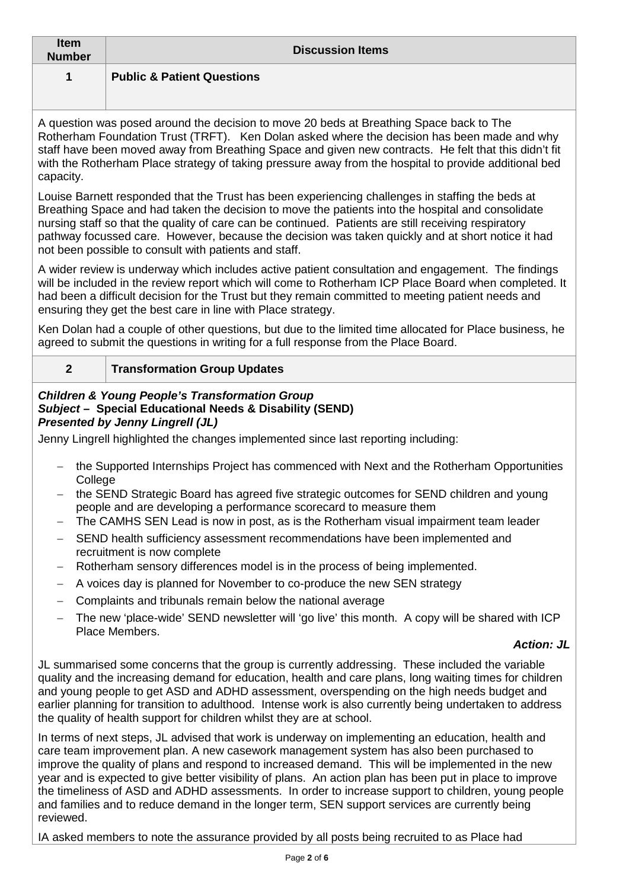| Item Number | Discussion Items |
|---|---|
| **1** | **Public & Patient Questions** |

A question was posed around the decision to move 20 beds at Breathing Space back to The Rotherham Foundation Trust (TRFT). Ken Dolan asked where the decision has been made and why staff have been moved away from Breathing Space and given new contracts. He felt that this didn't fit with the Rotherham Place strategy of taking pressure away from the hospital to provide additional bed capacity.

Louise Barnett responded that the Trust has been experiencing challenges in staffing the beds at Breathing Space and had taken the decision to move the patients into the hospital and consolidate nursing staff so that the quality of care can be continued. Patients are still receiving respiratory pathway focussed care. However, because the decision was taken quickly and at short notice it had not been possible to consult with patients and staff.

A wider review is underway which includes active patient consultation and engagement. The findings will be included in the review report which will come to Rotherham ICP Place Board when completed. It had been a difficult decision for the Trust but they remain committed to meeting patient needs and ensuring they get the best care in line with Place strategy.

Ken Dolan had a couple of other questions, but due to the limited time allocated for Place business, he agreed to submit the questions in writing for a full response from the Place Board.

| | |
|---|---|
| **2** | **Transformation Group Updates** |

***Children & Young People's Transformation Group***
***Subject – Special Educational Needs & Disability (SEND)***
***Presented by Jenny Lingrell (JL)***

Jenny Lingrell highlighted the changes implemented since last reporting including:

- the Supported Internships Project has commenced with Next and the Rotherham Opportunities College
- the SEND Strategic Board has agreed five strategic outcomes for SEND children and young people and are developing a performance scorecard to measure them
- The CAMHS SEN Lead is now in post, as is the Rotherham visual impairment team leader
- SEND health sufficiency assessment recommendations have been implemented and recruitment is now complete
- Rotherham sensory differences model is in the process of being implemented.
- A voices day is planned for November to co-produce the new SEN strategy
- Complaints and tribunals remain below the national average
- The new 'place-wide' SEND newsletter will 'go live' this month. A copy will be shared with ICP Place Members.

***Action: JL***

JL summarised some concerns that the group is currently addressing. These included the variable quality and the increasing demand for education, health and care plans, long waiting times for children and young people to get ASD and ADHD assessment, overspending on the high needs budget and earlier planning for transition to adulthood. Intense work is also currently being undertaken to address the quality of health support for children whilst they are at school.

In terms of next steps, JL advised that work is underway on implementing an education, health and care team improvement plan. A new casework management system has also been purchased to improve the quality of plans and respond to increased demand. This will be implemented in the new year and is expected to give better visibility of plans. An action plan has been put in place to improve the timeliness of ASD and ADHD assessments. In order to increase support to children, young people and families and to reduce demand in the longer term, SEN support services are currently being reviewed.

IA asked members to note the assurance provided by all posts being recruited to as Place had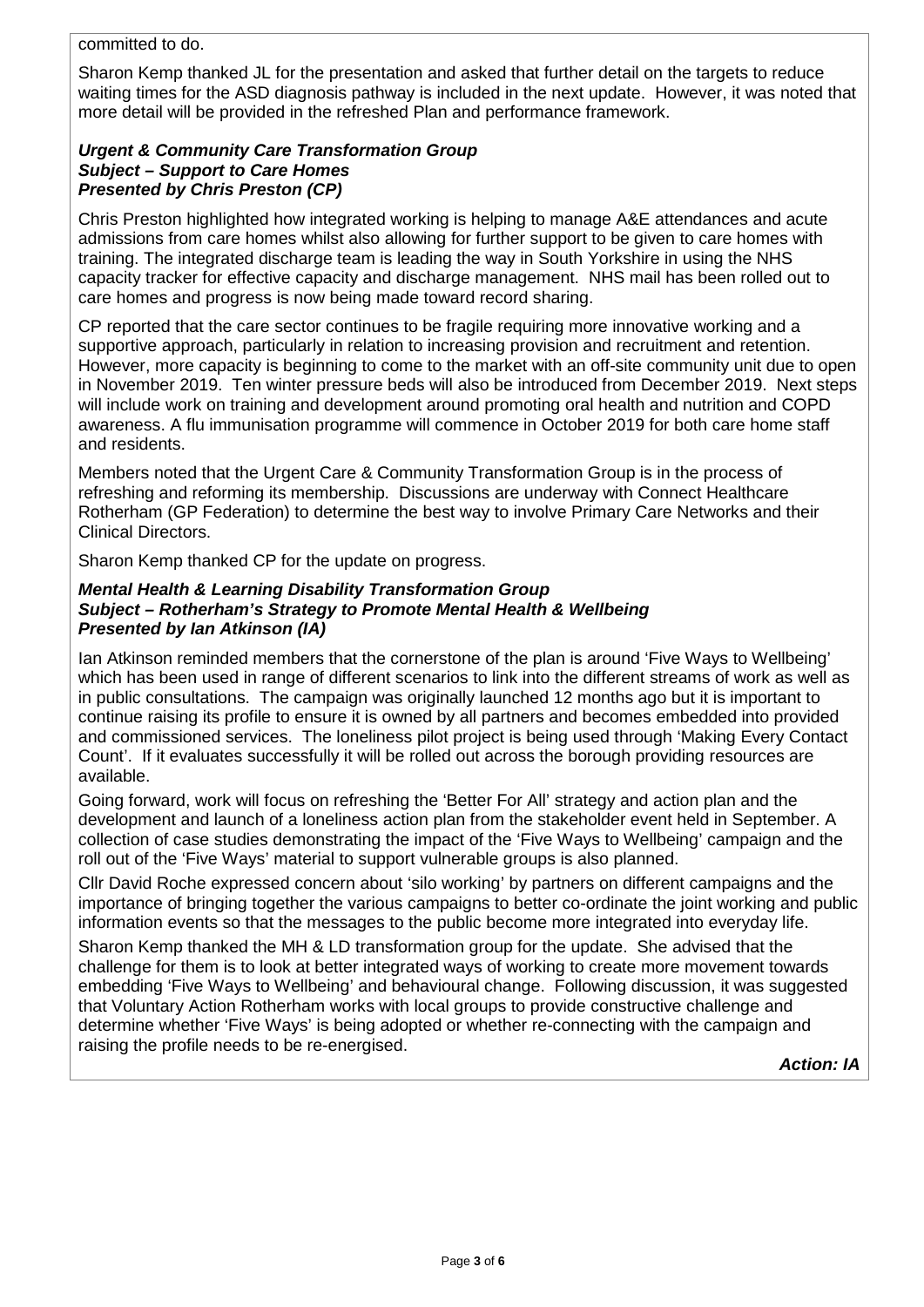committed to do.

Sharon Kemp thanked JL for the presentation and asked that further detail on the targets to reduce waiting times for the ASD diagnosis pathway is included in the next update. However, it was noted that more detail will be provided in the refreshed Plan and performance framework.

***Urgent & Community Care Transformation Group***
***Subject – Support to Care Homes***
***Presented by Chris Preston (CP)***

Chris Preston highlighted how integrated working is helping to manage A&E attendances and acute admissions from care homes whilst also allowing for further support to be given to care homes with training. The integrated discharge team is leading the way in South Yorkshire in using the NHS capacity tracker for effective capacity and discharge management. NHS mail has been rolled out to care homes and progress is now being made toward record sharing.

CP reported that the care sector continues to be fragile requiring more innovative working and a supportive approach, particularly in relation to increasing provision and recruitment and retention. However, more capacity is beginning to come to the market with an off-site community unit due to open in November 2019. Ten winter pressure beds will also be introduced from December 2019. Next steps will include work on training and development around promoting oral health and nutrition and COPD awareness. A flu immunisation programme will commence in October 2019 for both care home staff and residents.

Members noted that the Urgent Care & Community Transformation Group is in the process of refreshing and reforming its membership. Discussions are underway with Connect Healthcare Rotherham (GP Federation) to determine the best way to involve Primary Care Networks and their Clinical Directors.

Sharon Kemp thanked CP for the update on progress.

***Mental Health & Learning Disability Transformation Group***
***Subject – Rotherham's Strategy to Promote Mental Health & Wellbeing***
***Presented by Ian Atkinson (IA)***

Ian Atkinson reminded members that the cornerstone of the plan is around 'Five Ways to Wellbeing' which has been used in range of different scenarios to link into the different streams of work as well as in public consultations. The campaign was originally launched 12 months ago but it is important to continue raising its profile to ensure it is owned by all partners and becomes embedded into provided and commissioned services. The loneliness pilot project is being used through 'Making Every Contact Count'. If it evaluates successfully it will be rolled out across the borough providing resources are available.

Going forward, work will focus on refreshing the 'Better For All' strategy and action plan and the development and launch of a loneliness action plan from the stakeholder event held in September. A collection of case studies demonstrating the impact of the 'Five Ways to Wellbeing' campaign and the roll out of the 'Five Ways' material to support vulnerable groups is also planned.

Cllr David Roche expressed concern about 'silo working' by partners on different campaigns and the importance of bringing together the various campaigns to better co-ordinate the joint working and public information events so that the messages to the public become more integrated into everyday life.

Sharon Kemp thanked the MH & LD transformation group for the update. She advised that the challenge for them is to look at better integrated ways of working to create more movement towards embedding 'Five Ways to Wellbeing' and behavioural change. Following discussion, it was suggested that Voluntary Action Rotherham works with local groups to provide constructive challenge and determine whether 'Five Ways' is being adopted or whether re-connecting with the campaign and raising the profile needs to be re-energised.

***Action: IA***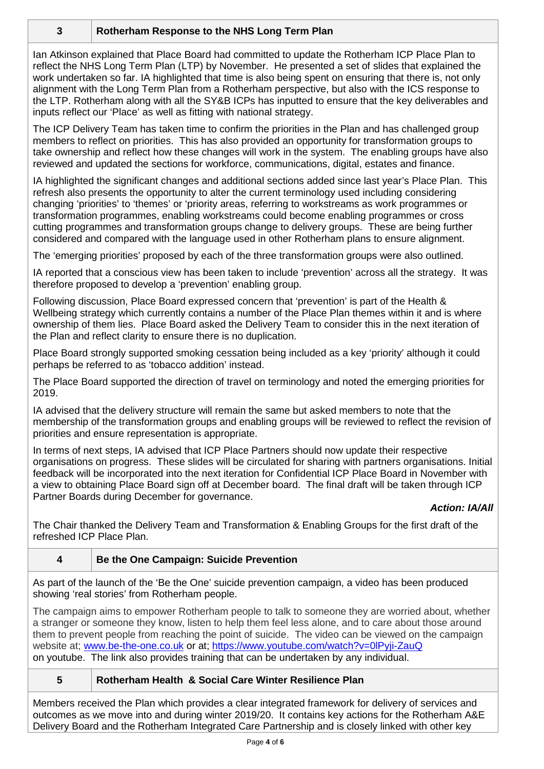## 3 Rotherham Response to the NHS Long Term Plan

Ian Atkinson explained that Place Board had committed to update the Rotherham ICP Place Plan to reflect the NHS Long Term Plan (LTP) by November. He presented a set of slides that explained the work undertaken so far. IA highlighted that time is also being spent on ensuring that there is, not only alignment with the Long Term Plan from a Rotherham perspective, but also with the ICS response to the LTP. Rotherham along with all the SY&B ICPs has inputted to ensure that the key deliverables and inputs reflect our 'Place' as well as fitting with national strategy.

The ICP Delivery Team has taken time to confirm the priorities in the Plan and has challenged group members to reflect on priorities. This has also provided an opportunity for transformation groups to take ownership and reflect how these changes will work in the system. The enabling groups have also reviewed and updated the sections for workforce, communications, digital, estates and finance.

IA highlighted the significant changes and additional sections added since last year's Place Plan. This refresh also presents the opportunity to alter the current terminology used including considering changing 'priorities' to 'themes' or 'priority areas, referring to workstreams as work programmes or transformation programmes, enabling workstreams could become enabling programmes or cross cutting programmes and transformation groups change to delivery groups. These are being further considered and compared with the language used in other Rotherham plans to ensure alignment.

The 'emerging priorities' proposed by each of the three transformation groups were also outlined.

IA reported that a conscious view has been taken to include 'prevention' across all the strategy. It was therefore proposed to develop a 'prevention' enabling group.

Following discussion, Place Board expressed concern that 'prevention' is part of the Health & Wellbeing strategy which currently contains a number of the Place Plan themes within it and is where ownership of them lies. Place Board asked the Delivery Team to consider this in the next iteration of the Plan and reflect clarity to ensure there is no duplication.

Place Board strongly supported smoking cessation being included as a key 'priority' although it could perhaps be referred to as 'tobacco addition' instead.

The Place Board supported the direction of travel on terminology and noted the emerging priorities for 2019.

IA advised that the delivery structure will remain the same but asked members to note that the membership of the transformation groups and enabling groups will be reviewed to reflect the revision of priorities and ensure representation is appropriate.

In terms of next steps, IA advised that ICP Place Partners should now update their respective organisations on progress. These slides will be circulated for sharing with partners organisations. Initial feedback will be incorporated into the next iteration for Confidential ICP Place Board in November with a view to obtaining Place Board sign off at December board. The final draft will be taken through ICP Partner Boards during December for governance.

***Action: IA/All***

The Chair thanked the Delivery Team and Transformation & Enabling Groups for the first draft of the refreshed ICP Place Plan.

## 4 Be the One Campaign: Suicide Prevention

As part of the launch of the 'Be the One' suicide prevention campaign, a video has been produced showing 'real stories' from Rotherham people.

The campaign aims to empower Rotherham people to talk to someone they are worried about, whether a stranger or someone they know, listen to help them feel less alone, and to care about those around them to prevent people from reaching the point of suicide. The video can be viewed on the campaign website at; www.be-the-one.co.uk or at; https://www.youtube.com/watch?v=0lPyji-ZauQ on youtube. The link also provides training that can be undertaken by any individual.

## 5 Rotherham Health & Social Care Winter Resilience Plan

Members received the Plan which provides a clear integrated framework for delivery of services and outcomes as we move into and during winter 2019/20. It contains key actions for the Rotherham A&E Delivery Board and the Rotherham Integrated Care Partnership and is closely linked with other key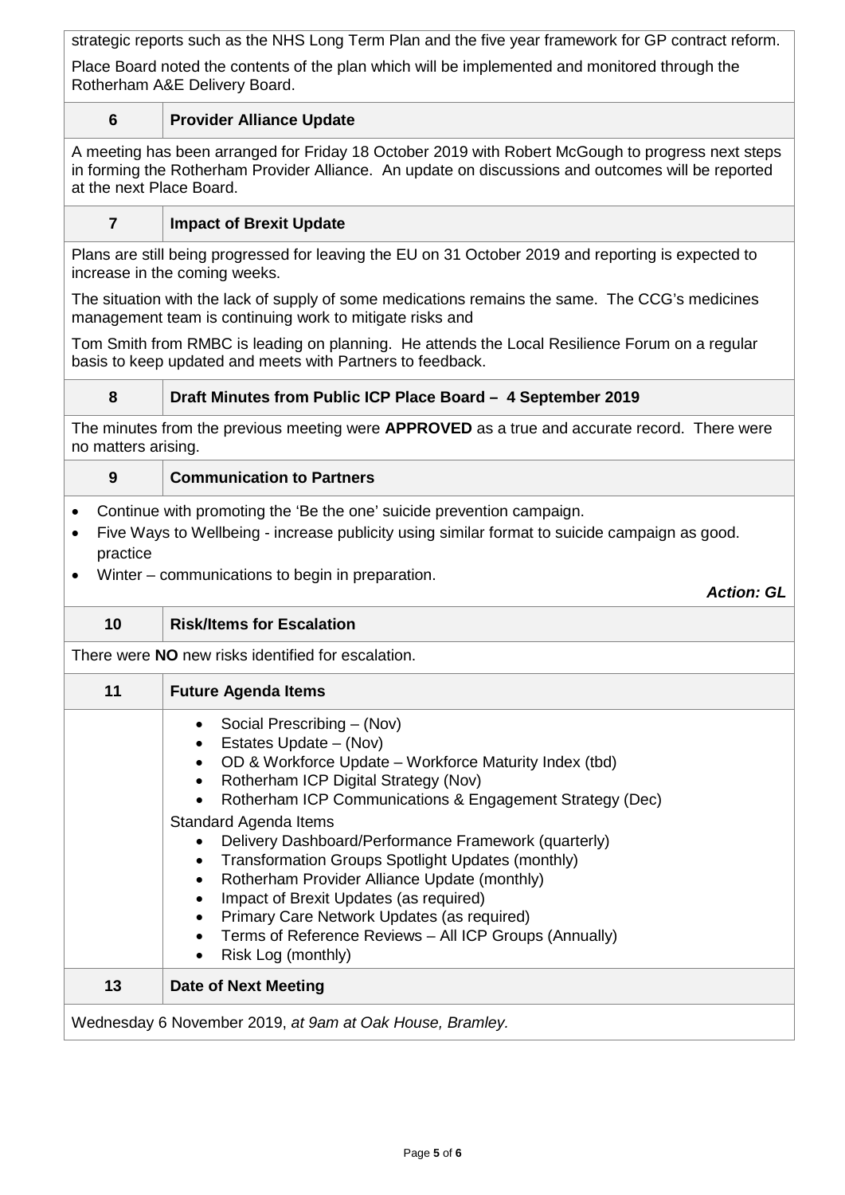strategic reports such as the NHS Long Term Plan and the five year framework for GP contract reform.

Place Board noted the contents of the plan which will be implemented and monitored through the Rotherham A&E Delivery Board.

| 6 | **Provider Alliance Update** |
|---|---|

A meeting has been arranged for Friday 18 October 2019 with Robert McGough to progress next steps in forming the Rotherham Provider Alliance. An update on discussions and outcomes will be reported at the next Place Board.

| 7 | **Impact of Brexit Update** |
|---|---|

Plans are still being progressed for leaving the EU on 31 October 2019 and reporting is expected to increase in the coming weeks.

The situation with the lack of supply of some medications remains the same. The CCG's medicines management team is continuing work to mitigate risks and

Tom Smith from RMBC is leading on planning. He attends the Local Resilience Forum on a regular basis to keep updated and meets with Partners to feedback.

| 8 | **Draft Minutes from Public ICP Place Board – 4 September 2019** |
|---|---|

The minutes from the previous meeting were **APPROVED** as a true and accurate record. There were no matters arising.

| 9 | **Communication to Partners** |
|---|---|

- Continue with promoting the 'Be the one' suicide prevention campaign.
- Five Ways to Wellbeing - increase publicity using similar format to suicide campaign as good practice
- Winter – communications to begin in preparation.

***Action: GL***

| 10 | **Risk/Items for Escalation** |
|---|---|

There were **NO** new risks identified for escalation.

| 11 | **Future Agenda Items** |
|---|---|

- Social Prescribing – (Nov)
- Estates Update – (Nov)
- OD & Workforce Update – Workforce Maturity Index (tbd)
- Rotherham ICP Digital Strategy (Nov)
- Rotherham ICP Communications & Engagement Strategy (Dec)

Standard Agenda Items

- Delivery Dashboard/Performance Framework (quarterly)
- Transformation Groups Spotlight Updates (monthly)
- Rotherham Provider Alliance Update (monthly)
- Impact of Brexit Updates (as required)
- Primary Care Network Updates (as required)
- Terms of Reference Reviews – All ICP Groups (Annually)
- Risk Log (monthly)

| 13 | **Date of Next Meeting** |
|---|---|

Wednesday 6 November 2019, *at 9am at Oak House, Bramley.*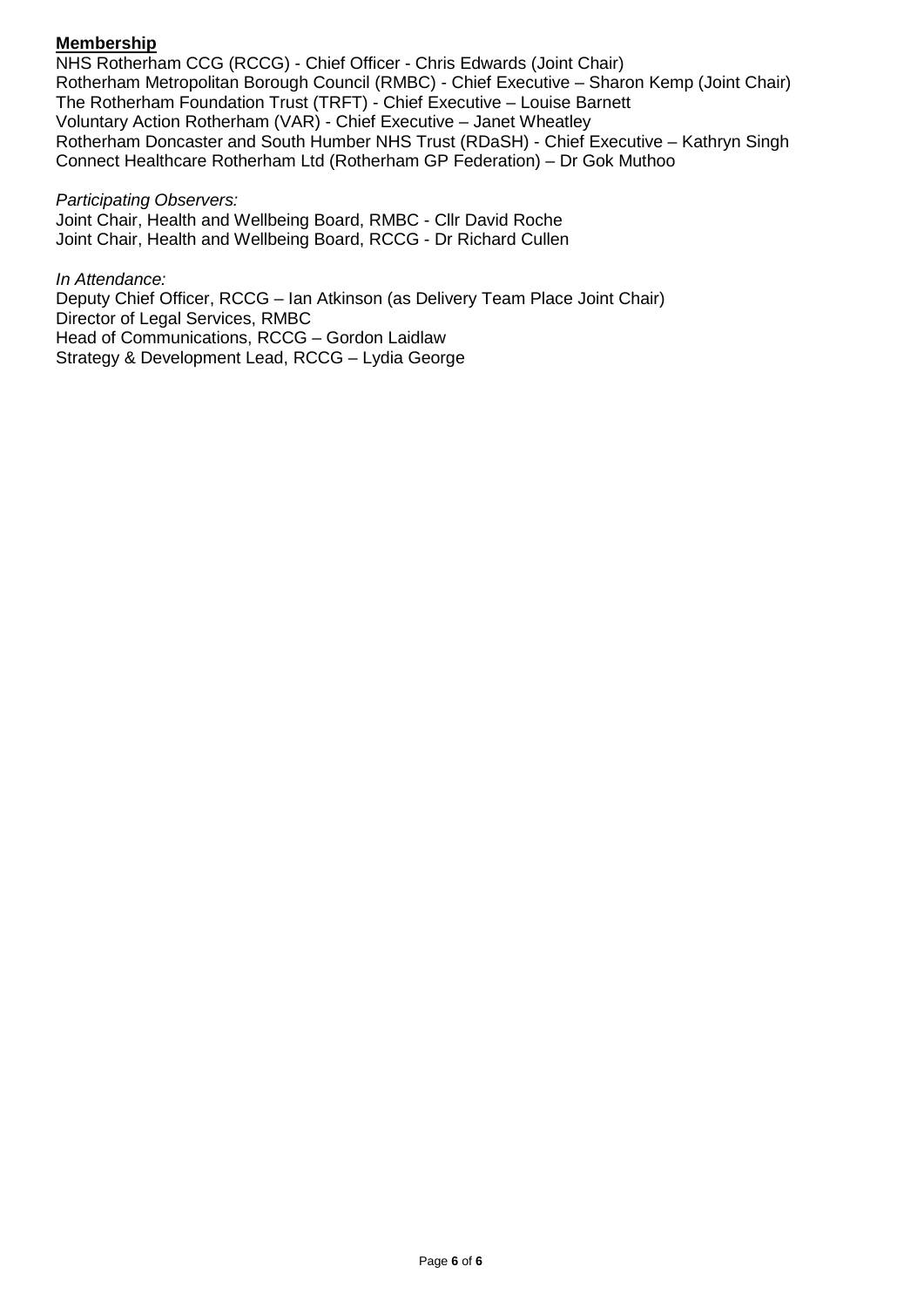**Membership**

NHS Rotherham CCG (RCCG) - Chief Officer - Chris Edwards (Joint Chair)
Rotherham Metropolitan Borough Council (RMBC) - Chief Executive – Sharon Kemp (Joint Chair)
The Rotherham Foundation Trust (TRFT) - Chief Executive – Louise Barnett
Voluntary Action Rotherham (VAR) - Chief Executive – Janet Wheatley
Rotherham Doncaster and South Humber NHS Trust (RDaSH) - Chief Executive – Kathryn Singh
Connect Healthcare Rotherham Ltd (Rotherham GP Federation) – Dr Gok Muthoo

*Participating Observers:*
Joint Chair, Health and Wellbeing Board, RMBC - Cllr David Roche
Joint Chair, Health and Wellbeing Board, RCCG - Dr Richard Cullen

*In Attendance:*
Deputy Chief Officer, RCCG – Ian Atkinson (as Delivery Team Place Joint Chair)
Director of Legal Services, RMBC
Head of Communications, RCCG – Gordon Laidlaw
Strategy & Development Lead, RCCG – Lydia George